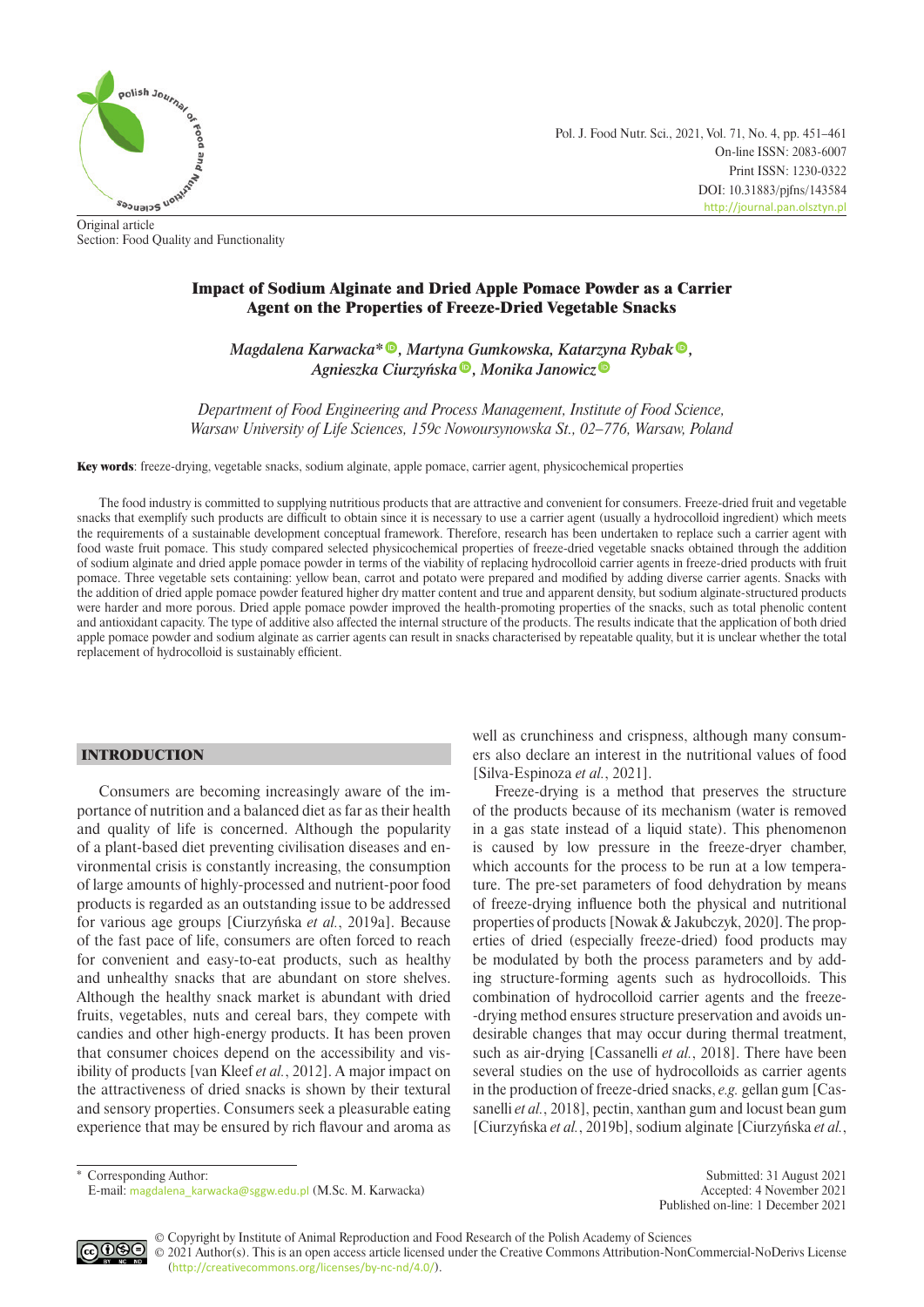Original article
Section: Food Quality and Functionality

# Impact of Sodium Alginate and Dried Apple Pomace Powder as a Carrier Agent on the Properties of Freeze-Dried Vegetable Snacks

*Magdalena Karwacka*\*, *Martyna Gumkowska*, *Katarzyna Rybak*, *Agnieszka Ciurzyńska*, *Monika Janowicz*

*Department of Food Engineering and Process Management, Institute of Food Science, Warsaw University of Life Sciences, 159c Nowoursynowska St., 02–776, Warsaw, Poland*

**Key words**: freeze-drying, vegetable snacks, sodium alginate, apple pomace, carrier agent, physicochemical properties

The food industry is committed to supplying nutritious products that are attractive and convenient for consumers. Freeze-dried fruit and vegetable snacks that exemplify such products are difficult to obtain since it is necessary to use a carrier agent (usually a hydrocolloid ingredient) which meets the requirements of a sustainable development conceptual framework. Therefore, research has been undertaken to replace such a carrier agent with food waste fruit pomace. This study compared selected physicochemical properties of freeze-dried vegetable snacks obtained through the addition of sodium alginate and dried apple pomace powder in terms of the viability of replacing hydrocolloid carrier agents in freeze-dried products with fruit pomace. Three vegetable sets containing: yellow bean, carrot and potato were prepared and modified by adding diverse carrier agents. Snacks with the addition of dried apple pomace powder featured higher dry matter content and true and apparent density, but sodium alginate-structured products were harder and more porous. Dried apple pomace powder improved the health-promoting properties of the snacks, such as total phenolic content and antioxidant capacity. The type of additive also affected the internal structure of the products. The results indicate that the application of both dried apple pomace powder and sodium alginate as carrier agents can result in snacks characterised by repeatable quality, but it is unclear whether the total replacement of hydrocolloid is sustainably efficient.

## INTRODUCTION

Consumers are becoming increasingly aware of the importance of nutrition and a balanced diet as far as their health and quality of life is concerned. Although the popularity of a plant-based diet preventing civilisation diseases and environmental crisis is constantly increasing, the consumption of large amounts of highly-processed and nutrient-poor food products is regarded as an outstanding issue to be addressed for various age groups [Ciurzyńska *et al.*, 2019a]. Because of the fast pace of life, consumers are often forced to reach for convenient and easy-to-eat products, such as healthy and unhealthy snacks that are abundant on store shelves. Although the healthy snack market is abundant with dried fruits, vegetables, nuts and cereal bars, they compete with candies and other high-energy products. It has been proven that consumer choices depend on the accessibility and visibility of products [van Kleef *et al.*, 2012]. A major impact on the attractiveness of dried snacks is shown by their textural and sensory properties. Consumers seek a pleasurable eating experience that may be ensured by rich flavour and aroma as well as crunchiness and crispness, although many consumers also declare an interest in the nutritional values of food [Silva-Espinoza *et al.*, 2021].

Freeze-drying is a method that preserves the structure of the products because of its mechanism (water is removed in a gas state instead of a liquid state). This phenomenon is caused by low pressure in the freeze-dryer chamber, which accounts for the process to be run at a low temperature. The pre-set parameters of food dehydration by means of freeze-drying influence both the physical and nutritional properties of products [Nowak & Jakubczyk, 2020]. The properties of dried (especially freeze-dried) food products may be modulated by both the process parameters and by adding structure-forming agents such as hydrocolloids. This combination of hydrocolloid carrier agents and the freeze-drying method ensures structure preservation and avoids undesirable changes that may occur during thermal treatment, such as air-drying [Cassanelli *et al.*, 2018]. There have been several studies on the use of hydrocolloids as carrier agents in the production of freeze-dried snacks, *e.g.* gellan gum [Cassanelli *et al.*, 2018], pectin, xanthan gum and locust bean gum [Ciurzyńska *et al.*, 2019b], sodium alginate [Ciurzyńska *et al.*,

\* Corresponding Author:
E-mail: magdalena_karwacka@sggw.edu.pl (M.Sc. M. Karwacka)

Submitted: 31 August 2021
Accepted: 4 November 2021
Published on-line: 1 December 2021

© Copyright by Institute of Animal Reproduction and Food Research of the Polish Academy of Sciences
© 2021 Author(s). This is an open access article licensed under the Creative Commons Attribution-NonCommercial-NoDerivs License (http://creativecommons.org/licenses/by-nc-nd/4.0/).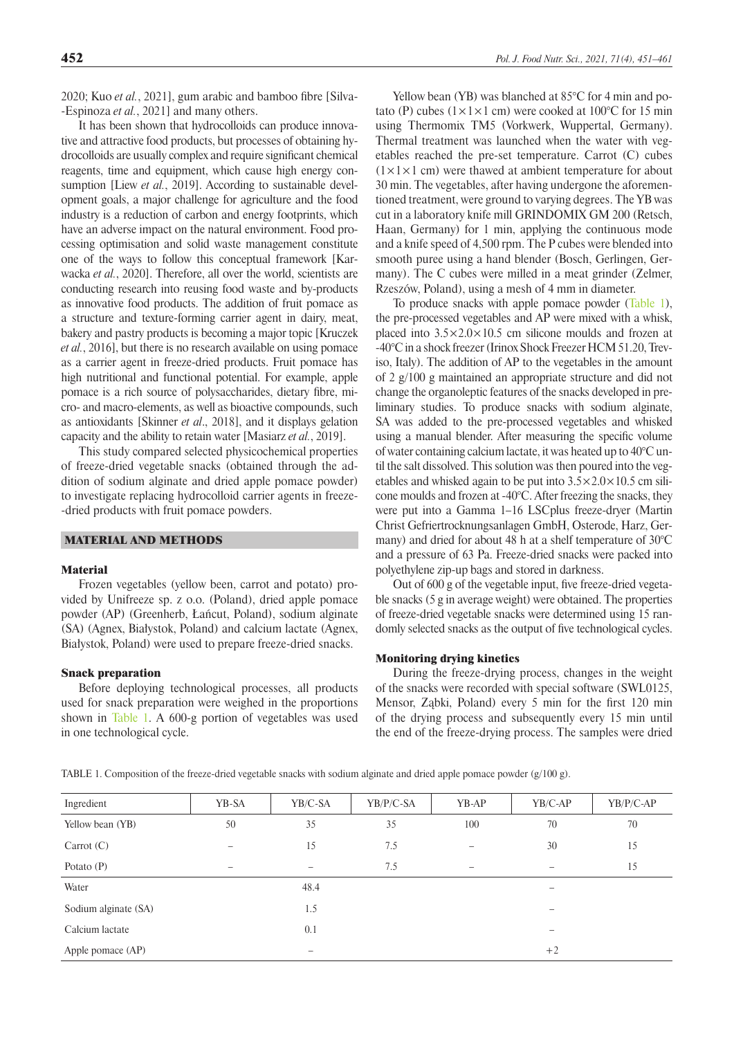2020; Kuo *et al.*, 2021], gum arabic and bamboo fibre [Silva-Espinoza *et al.*, 2021] and many others.

It has been shown that hydrocolloids can produce innovative and attractive food products, but processes of obtaining hydrocolloids are usually complex and require significant chemical reagents, time and equipment, which cause high energy consumption [Liew *et al.*, 2019]. According to sustainable development goals, a major challenge for agriculture and the food industry is a reduction of carbon and energy footprints, which have an adverse impact on the natural environment. Food processing optimisation and solid waste management constitute one of the ways to follow this conceptual framework [Karwacka *et al.*, 2020]. Therefore, all over the world, scientists are conducting research into reusing food waste and by-products as innovative food products. The addition of fruit pomace as a structure and texture-forming carrier agent in dairy, meat, bakery and pastry products is becoming a major topic [Kruczek *et al.*, 2016], but there is no research available on using pomace as a carrier agent in freeze-dried products. Fruit pomace has high nutritional and functional potential. For example, apple pomace is a rich source of polysaccharides, dietary fibre, micro- and macro-elements, as well as bioactive compounds, such as antioxidants [Skinner *et al*., 2018], and it displays gelation capacity and the ability to retain water [Masiarz *et al.*, 2019].

This study compared selected physicochemical properties of freeze-dried vegetable snacks (obtained through the addition of sodium alginate and dried apple pomace powder) to investigate replacing hydrocolloid carrier agents in freeze-dried products with fruit pomace powders.

## MATERIAL AND METHODS

### Material

Frozen vegetables (yellow been, carrot and potato) provided by Unifreeze sp. z o.o. (Poland), dried apple pomace powder (AP) (Greenherb, Łańcut, Poland), sodium alginate (SA) (Agnex, Białystok, Poland) and calcium lactate (Agnex, Białystok, Poland) were used to prepare freeze-dried snacks.

### Snack preparation

Before deploying technological processes, all products used for snack preparation were weighed in the proportions shown in Table 1. A 600-g portion of vegetables was used in one technological cycle.

Yellow bean (YB) was blanched at 85°C for 4 min and potato (P) cubes (1×1×1 cm) were cooked at 100°C for 15 min using Thermomix TM5 (Vorkwerk, Wuppertal, Germany). Thermal treatment was launched when the water with vegetables reached the pre-set temperature. Carrot (C) cubes (1×1×1 cm) were thawed at ambient temperature for about 30 min. The vegetables, after having undergone the aforementioned treatment, were ground to varying degrees. The YB was cut in a laboratory knife mill GRINDOMIX GM 200 (Retsch, Haan, Germany) for 1 min, applying the continuous mode and a knife speed of 4,500 rpm. The P cubes were blended into smooth puree using a hand blender (Bosch, Gerlingen, Germany). The C cubes were milled in a meat grinder (Zelmer, Rzeszów, Poland), using a mesh of 4 mm in diameter.

To produce snacks with apple pomace powder (Table 1), the pre-processed vegetables and AP were mixed with a whisk, placed into 3.5×2.0×10.5 cm silicone moulds and frozen at -40°C in a shock freezer (Irinox Shock Freezer HCM 51.20, Treviso, Italy). The addition of AP to the vegetables in the amount of 2 g/100 g maintained an appropriate structure and did not change the organoleptic features of the snacks developed in preliminary studies. To produce snacks with sodium alginate, SA was added to the pre-processed vegetables and whisked using a manual blender. After measuring the specific volume of water containing calcium lactate, it was heated up to 40°C until the salt dissolved. This solution was then poured into the vegetables and whisked again to be put into 3.5×2.0×10.5 cm silicone moulds and frozen at -40°C. After freezing the snacks, they were put into a Gamma 1–16 LSCplus freeze-dryer (Martin Christ Gefriertrocknungsanlagen GmbH, Osterode, Harz, Germany) and dried for about 48 h at a shelf temperature of 30°C and a pressure of 63 Pa. Freeze-dried snacks were packed into polyethylene zip-up bags and stored in darkness.

Out of 600 g of the vegetable input, five freeze-dried vegetable snacks (5 g in average weight) were obtained. The properties of freeze-dried vegetable snacks were determined using 15 randomly selected snacks as the output of five technological cycles.

### Monitoring drying kinetics

During the freeze-drying process, changes in the weight of the snacks were recorded with special software (SWL0125, Mensor, Ząbki, Poland) every 5 min for the first 120 min of the drying process and subsequently every 15 min until the end of the freeze-drying process. The samples were dried

TABLE 1. Composition of the freeze-dried vegetable snacks with sodium alginate and dried apple pomace powder (g/100 g).

| Ingredient | YB-SA | YB/C-SA | YB/P/C-SA | YB-AP | YB/C-AP | YB/P/C-AP |
|---|---|---|---|---|---|---|
| Yellow bean (YB) | 50 | 35 | 35 | 100 | 70 | 70 |
| Carrot (C) | – | 15 | 7.5 | – | 30 | 15 |
| Potato (P) | – | – | 7.5 | – | – | 15 |
| Water | | 48.4 | | | – | |
| Sodium alginate (SA) | | 1.5 | | | – | |
| Calcium lactate | | 0.1 | | | – | |
| Apple pomace (AP) | | – | | | +2 | |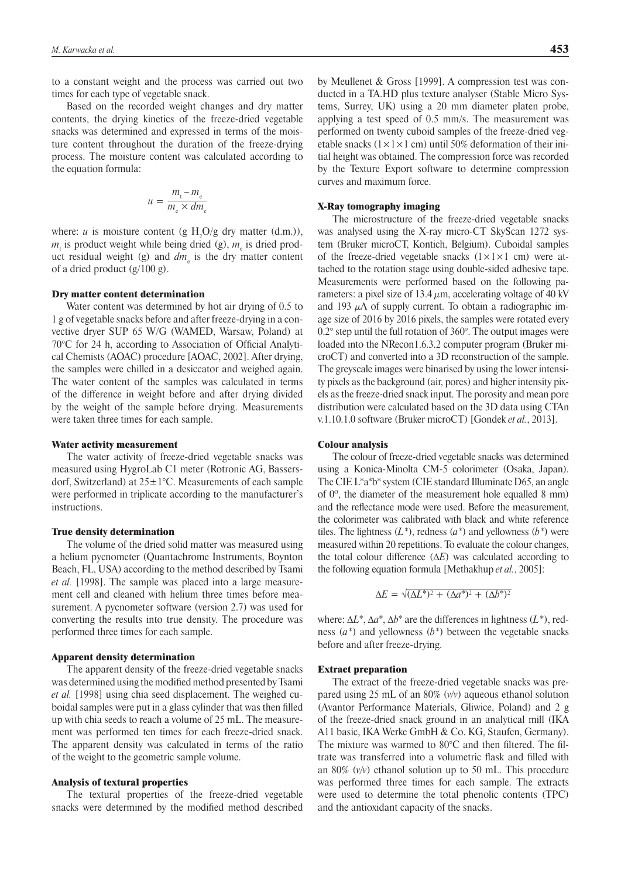to a constant weight and the process was carried out two times for each type of vegetable snack.

Based on the recorded weight changes and dry matter contents, the drying kinetics of the freeze-dried vegetable snacks was determined and expressed in terms of the moisture content throughout the duration of the freeze-drying process. The moisture content was calculated according to the equation formula:

$$u = \frac{m_t - m_e}{m_e \times dm_e}$$

where: $u$ is moisture content (g $H_2O$/g dry matter (d.m.)), $m_t$ is product weight while being dried (g), $m_e$ is dried product residual weight (g) and $dm_e$ is the dry matter content of a dried product (g/100 g).

### Dry matter content determination

Water content was determined by hot air drying of 0.5 to 1 g of vegetable snacks before and after freeze-drying in a convective dryer SUP 65 W/G (WAMED, Warsaw, Poland) at 70°C for 24 h, according to Association of Official Analytical Chemists (AOAC) procedure [AOAC, 2002]. After drying, the samples were chilled in a desiccator and weighed again. The water content of the samples was calculated in terms of the difference in weight before and after drying divided by the weight of the sample before drying. Measurements were taken three times for each sample.

### Water activity measurement

The water activity of freeze-dried vegetable snacks was measured using HygroLab C1 meter (Rotronic AG, Bassersdorf, Switzerland) at 25±1°C. Measurements of each sample were performed in triplicate according to the manufacturer's instructions.

### True density determination

The volume of the dried solid matter was measured using a helium pycnometer (Quantachrome Instruments, Boynton Beach, FL, USA) according to the method described by Tsami *et al.* [1998]. The sample was placed into a large measurement cell and cleaned with helium three times before measurement. A pycnometer software (version 2.7) was used for converting the results into true density. The procedure was performed three times for each sample.

### Apparent density determination

The apparent density of the freeze-dried vegetable snacks was determined using the modified method presented by Tsami *et al.* [1998] using chia seed displacement. The weighed cuboidal samples were put in a glass cylinder that was then filled up with chia seeds to reach a volume of 25 mL. The measurement was performed ten times for each freeze-dried snack. The apparent density was calculated in terms of the ratio of the weight to the geometric sample volume.

### Analysis of textural properties

The textural properties of the freeze-dried vegetable snacks were determined by the modified method described by Meullenet & Gross [1999]. A compression test was conducted in a TA.HD plus texture analyser (Stable Micro Systems, Surrey, UK) using a 20 mm diameter platen probe, applying a test speed of 0.5 mm/s. The measurement was performed on twenty cuboid samples of the freeze-dried vegetable snacks (1×1×1 cm) until 50% deformation of their initial height was obtained. The compression force was recorded by the Texture Export software to determine compression curves and maximum force.

### X-Ray tomography imaging

The microstructure of the freeze-dried vegetable snacks was analysed using the X-ray micro-CT SkyScan 1272 system (Bruker microCT, Kontich, Belgium). Cuboidal samples of the freeze-dried vegetable snacks (1×1×1 cm) were attached to the rotation stage using double-sided adhesive tape. Measurements were performed based on the following parameters: a pixel size of 13.4 $\mu$m, accelerating voltage of 40 kV and 193 $\mu$A of supply current. To obtain a radiographic image size of 2016 by 2016 pixels, the samples were rotated every 0.2° step until the full rotation of 360°. The output images were loaded into the NRecon1.6.3.2 computer program (Bruker microCT) and converted into a 3D reconstruction of the sample. The greyscale images were binarised by using the lower intensity pixels as the background (air, pores) and higher intensity pixels as the freeze-dried snack input. The porosity and mean pore distribution were calculated based on the 3D data using CTAn v.1.10.1.0 software (Bruker microCT) [Gondek *et al.*, 2013].

### Colour analysis

The colour of freeze-dried vegetable snacks was determined using a Konica-Minolta CM-5 colorimeter (Osaka, Japan). The CIE L*a*b* system (CIE standard Illuminate D65, an angle of 0°, the diameter of the measurement hole equalled 8 mm) and the reflectance mode were used. Before the measurement, the colorimeter was calibrated with black and white reference tiles. The lightness ($L^*$), redness ($a^*$) and yellowness ($b^*$) were measured within 20 repetitions. To evaluate the colour changes, the total colour difference ($\Delta E$) was calculated according to the following equation formula [Methakhup *et al.*, 2005]:

$$\Delta E = \sqrt{(\Delta L^*)^2 + (\Delta a^*)^2 + (\Delta b^*)^2}$$

where: $\Delta L^*$, $\Delta a^*$, $\Delta b^*$ are the differences in lightness ($L^*$), redness ($a^*$) and yellowness ($b^*$) between the vegetable snacks before and after freeze-drying.

### Extract preparation

The extract of the freeze-dried vegetable snacks was prepared using 25 mL of an 80% (*v/v*) aqueous ethanol solution (Avantor Performance Materials, Gliwice, Poland) and 2 g of the freeze-dried snack ground in an analytical mill (IKA A11 basic, IKA Werke GmbH & Co. KG, Staufen, Germany). The mixture was warmed to 80°C and then filtered. The filtrate was transferred into a volumetric flask and filled with an 80% (*v/v*) ethanol solution up to 50 mL. This procedure was performed three times for each sample. The extracts were used to determine the total phenolic contents (TPC) and the antioxidant capacity of the snacks.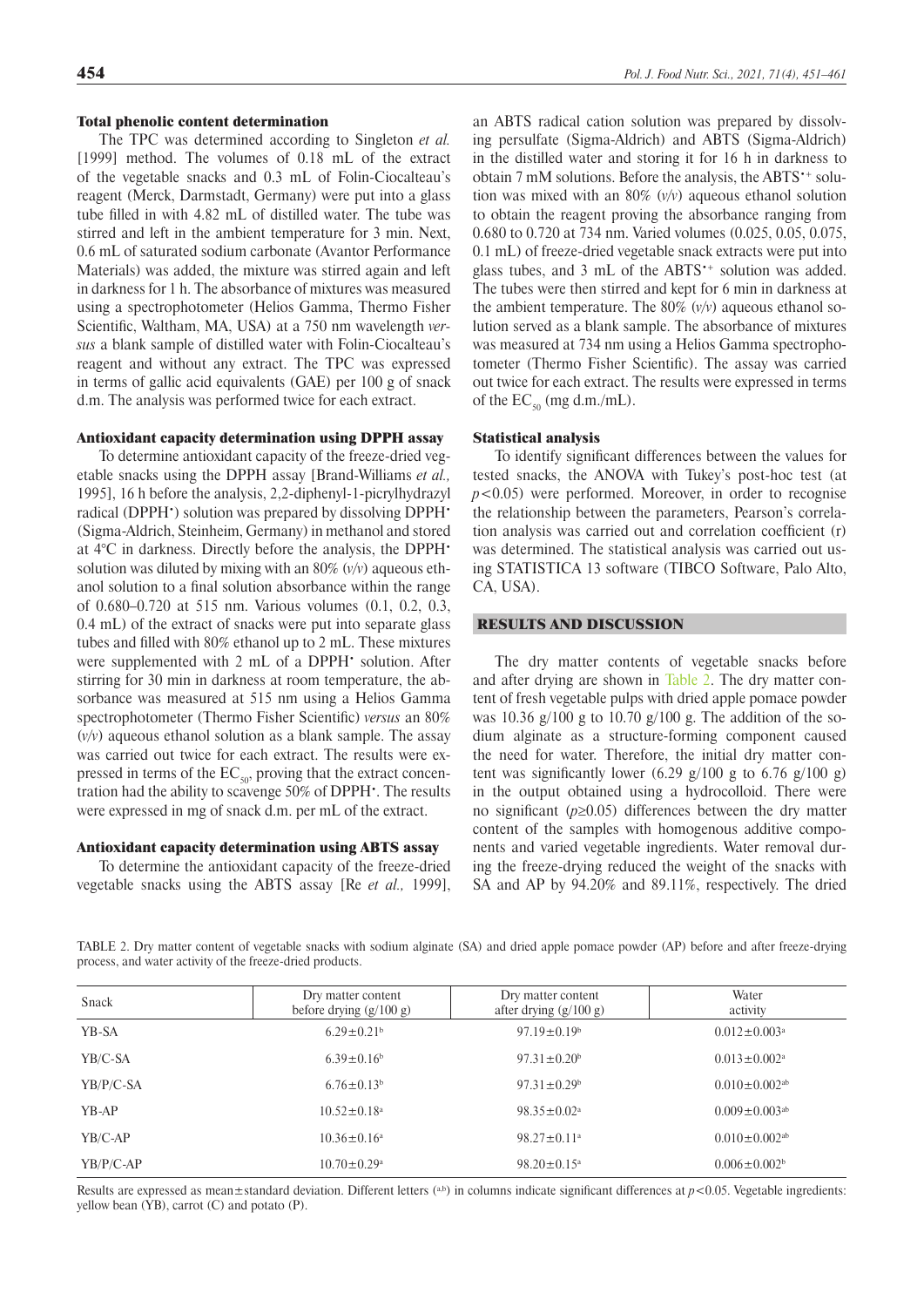### Total phenolic content determination

The TPC was determined according to Singleton *et al.* [1999] method. The volumes of 0.18 mL of the extract of the vegetable snacks and 0.3 mL of Folin-Ciocalteu's reagent (Merck, Darmstadt, Germany) were put into a glass tube filled in with 4.82 mL of distilled water. The tube was stirred and left in the ambient temperature for 3 min. Next, 0.6 mL of saturated sodium carbonate (Avantor Performance Materials) was added, the mixture was stirred again and left in darkness for 1 h. The absorbance of mixtures was measured using a spectrophotometer (Helios Gamma, Thermo Fisher Scientific, Waltham, MA, USA) at a 750 nm wavelength *versus* a blank sample of distilled water with Folin-Ciocalteu's reagent and without any extract. The TPC was expressed in terms of gallic acid equivalents (GAE) per 100 g of snack d.m. The analysis was performed twice for each extract.

### Antioxidant capacity determination using DPPH assay

To determine antioxidant capacity of the freeze-dried vegetable snacks using the DPPH assay [Brand-Williams *et al.,* 1995], 16 h before the analysis, 2,2-diphenyl-1-picrylhydrazyl radical ($DPPH^{\bullet}$) solution was prepared by dissolving $DPPH^{\bullet}$ (Sigma-Aldrich, Steinheim, Germany) in methanol and stored at 4°C in darkness. Directly before the analysis, the $DPPH^{\bullet}$ solution was diluted by mixing with an 80% (*v/v*) aqueous ethanol solution to a final solution absorbance within the range of 0.680–0.720 at 515 nm. Various volumes (0.1, 0.2, 0.3, 0.4 mL) of the extract of snacks were put into separate glass tubes and filled with 80% ethanol up to 2 mL. These mixtures were supplemented with 2 mL of a $DPPH^{\bullet}$ solution. After stirring for 30 min in darkness at room temperature, the absorbance was measured at 515 nm using a Helios Gamma spectrophotometer (Thermo Fisher Scientific) *versus* an 80% (*v/v*) aqueous ethanol solution as a blank sample. The assay was carried out twice for each extract. The results were expressed in terms of the $EC_{50}$, proving that the extract concentration had the ability to scavenge 50% of $DPPH^{\bullet}$. The results were expressed in mg of snack d.m. per mL of the extract.

### Antioxidant capacity determination using ABTS assay

To determine the antioxidant capacity of the freeze-dried vegetable snacks using the ABTS assay [Re *et al.,* 1999], an ABTS radical cation solution was prepared by dissolving persulfate (Sigma-Aldrich) and ABTS (Sigma-Aldrich) in the distilled water and storing it for 16 h in darkness to obtain 7 mM solutions. Before the analysis, the $ABTS^{\bullet+}$ solution was mixed with an 80% (*v/v*) aqueous ethanol solution to obtain the reagent proving the absorbance ranging from 0.680 to 0.720 at 734 nm. Varied volumes (0.025, 0.05, 0.075, 0.1 mL) of freeze-dried vegetable snack extracts were put into glass tubes, and 3 mL of the $ABTS^{\bullet+}$ solution was added. The tubes were then stirred and kept for 6 min in darkness at the ambient temperature. The 80% (*v/v*) aqueous ethanol solution served as a blank sample. The absorbance of mixtures was measured at 734 nm using a Helios Gamma spectrophotometer (Thermo Fisher Scientific). The assay was carried out twice for each extract. The results were expressed in terms of the $EC_{50}$ (mg d.m./mL).

### Statistical analysis

To identify significant differences between the values for tested snacks, the ANOVA with Tukey's post-hoc test (at $p<0.05$) were performed. Moreover, in order to recognise the relationship between the parameters, Pearson's correlation analysis was carried out and correlation coefficient (r) was determined. The statistical analysis was carried out using STATISTICA 13 software (TIBCO Software, Palo Alto, CA, USA).

## RESULTS AND DISCUSSION

The dry matter contents of vegetable snacks before and after drying are shown in Table 2. The dry matter content of fresh vegetable pulps with dried apple pomace powder was 10.36 g/100 g to 10.70 g/100 g. The addition of the sodium alginate as a structure-forming component caused the need for water. Therefore, the initial dry matter content was significantly lower (6.29 g/100 g to 6.76 g/100 g) in the output obtained using a hydrocolloid. There were no significant ($p\geq0.05$) differences between the dry matter content of the samples with homogenous additive components and varied vegetable ingredients. Water removal during the freeze-drying reduced the weight of the snacks with SA and AP by 94.20% and 89.11%, respectively. The dried

TABLE 2. Dry matter content of vegetable snacks with sodium alginate (SA) and dried apple pomace powder (AP) before and after freeze-drying process, and water activity of the freeze-dried products.

| Snack | Dry matter content before drying (g/100 g) | Dry matter content after drying (g/100 g) | Water activity |
|---|---|---|---|
| YB-SA | 6.29±0.21[b] | 97.19±0.19[b] | 0.012±0.003[a] |
| YB/C-SA | 6.39±0.16[b] | 97.31±0.20[b] | 0.013±0.002[a] |
| YB/P/C-SA | 6.76±0.13[b] | 97.31±0.29[b] | 0.010±0.002[ab] |
| YB-AP | 10.52±0.18[a] | 98.35±0.02[a] | 0.009±0.003[ab] |
| YB/C-AP | 10.36±0.16[a] | 98.27±0.11[a] | 0.010±0.002[ab] |
| YB/P/C-AP | 10.70±0.29[a] | 98.20±0.15[a] | 0.006±0.002[b] |

Results are expressed as mean±standard deviation. Different letters (a,b) in columns indicate significant differences at $p<0.05$. Vegetable ingredients: yellow bean (YB), carrot (C) and potato (P).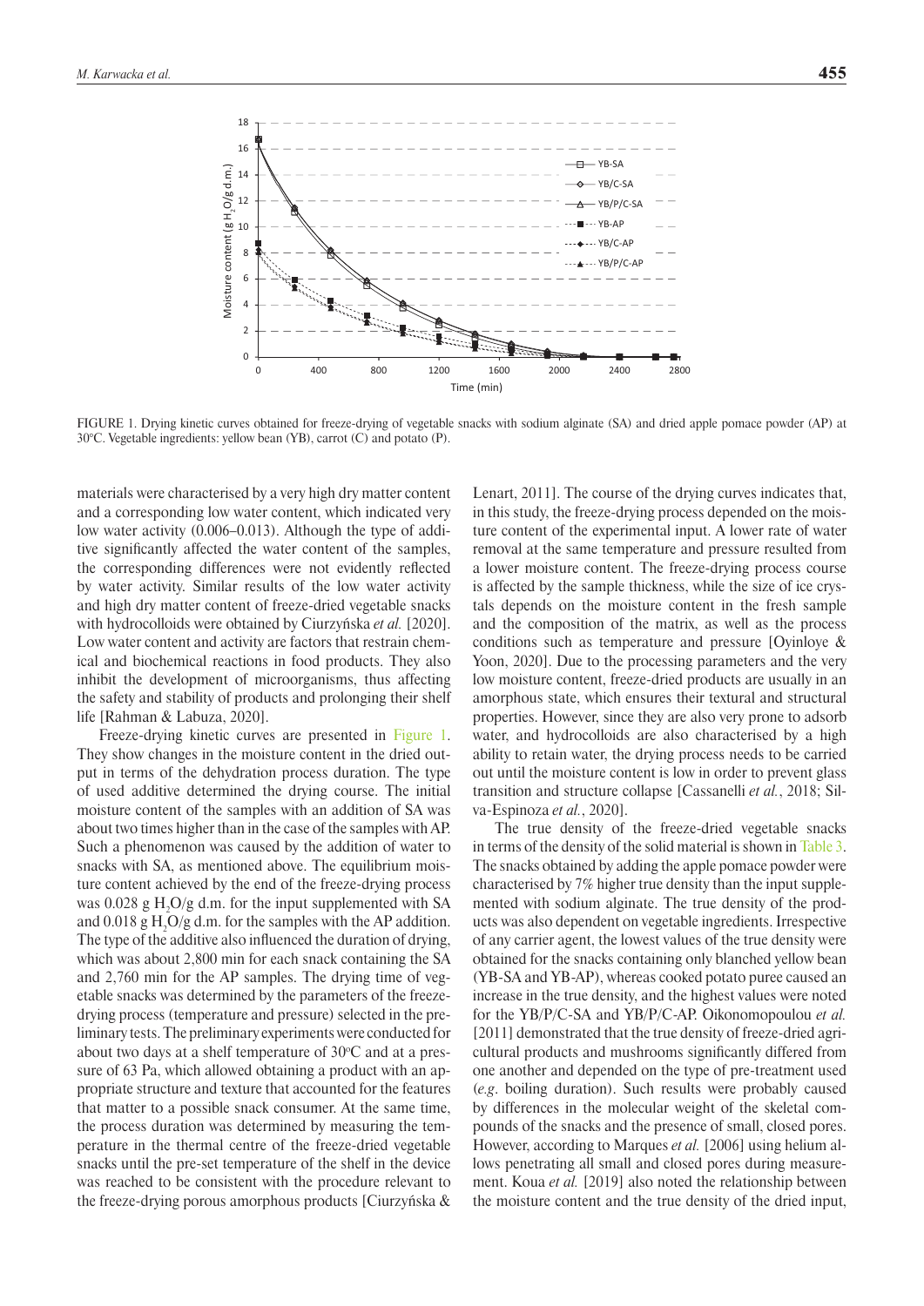FIGURE 1. Drying kinetic curves obtained for freeze-drying of vegetable snacks with sodium alginate (SA) and dried apple pomace powder (AP) at 30°C. Vegetable ingredients: yellow bean (YB), carrot (C) and potato (P).

materials were characterised by a very high dry matter content and a corresponding low water content, which indicated very low water activity (0.006–0.013). Although the type of additive significantly affected the water content of the samples, the corresponding differences were not evidently reflected by water activity. Similar results of the low water activity and high dry matter content of freeze-dried vegetable snacks with hydrocolloids were obtained by Ciurzyńska *et al.* [2020]. Low water content and activity are factors that restrain chemical and biochemical reactions in food products. They also inhibit the development of microorganisms, thus affecting the safety and stability of products and prolonging their shelf life [Rahman & Labuza, 2020].

Freeze-drying kinetic curves are presented in Figure 1. They show changes in the moisture content in the dried output in terms of the dehydration process duration. The type of used additive determined the drying course. The initial moisture content of the samples with an addition of SA was about two times higher than in the case of the samples with AP. Such a phenomenon was caused by the addition of water to snacks with SA, as mentioned above. The equilibrium moisture content achieved by the end of the freeze-drying process was 0.028 g $H_2O$/g d.m. for the input supplemented with SA and 0.018 g $H_2O$/g d.m. for the samples with the AP addition. The type of the additive also influenced the duration of drying, which was about 2,800 min for each snack containing the SA and 2,760 min for the AP samples. The drying time of vegetable snacks was determined by the parameters of the freeze-drying process (temperature and pressure) selected in the preliminary tests. The preliminary experiments were conducted for about two days at a shelf temperature of 30°C and at a pressure of 63 Pa, which allowed obtaining a product with an appropriate structure and texture that accounted for the features that matter to a possible snack consumer. At the same time, the process duration was determined by measuring the temperature in the thermal centre of the freeze-dried vegetable snacks until the pre-set temperature of the shelf in the device was reached to be consistent with the procedure relevant to the freeze-drying porous amorphous products [Ciurzyńska & Lenart, 2011]. The course of the drying curves indicates that, in this study, the freeze-drying process depended on the moisture content of the experimental input. A lower rate of water removal at the same temperature and pressure resulted from a lower moisture content. The freeze-drying process course is affected by the sample thickness, while the size of ice crystals depends on the moisture content in the fresh sample and the composition of the matrix, as well as the process conditions such as temperature and pressure [Oyinloye & Yoon, 2020]. Due to the processing parameters and the very low moisture content, freeze-dried products are usually in an amorphous state, which ensures their textural and structural properties. However, since they are also very prone to adsorb water, and hydrocolloids are also characterised by a high ability to retain water, the drying process needs to be carried out until the moisture content is low in order to prevent glass transition and structure collapse [Cassanelli *et al.*, 2018; Silva-Espinoza *et al.*, 2020].

The true density of the freeze-dried vegetable snacks in terms of the density of the solid material is shown in Table 3. The snacks obtained by adding the apple pomace powder were characterised by 7% higher true density than the input supplemented with sodium alginate. The true density of the products was also dependent on vegetable ingredients. Irrespective of any carrier agent, the lowest values of the true density were obtained for the snacks containing only blanched yellow bean (YB-SA and YB-AP), whereas cooked potato puree caused an increase in the true density, and the highest values were noted for the YB/P/C-SA and YB/P/C-AP. Oikonomopoulou *et al.* [2011] demonstrated that the true density of freeze-dried agricultural products and mushrooms significantly differed from one another and depended on the type of pre-treatment used (*e.g*. boiling duration). Such results were probably caused by differences in the molecular weight of the skeletal compounds of the snacks and the presence of small, closed pores. However, according to Marques *et al.* [2006] using helium allows penetrating all small and closed pores during measurement. Koua *et al.* [2019] also noted the relationship between the moisture content and the true density of the dried input,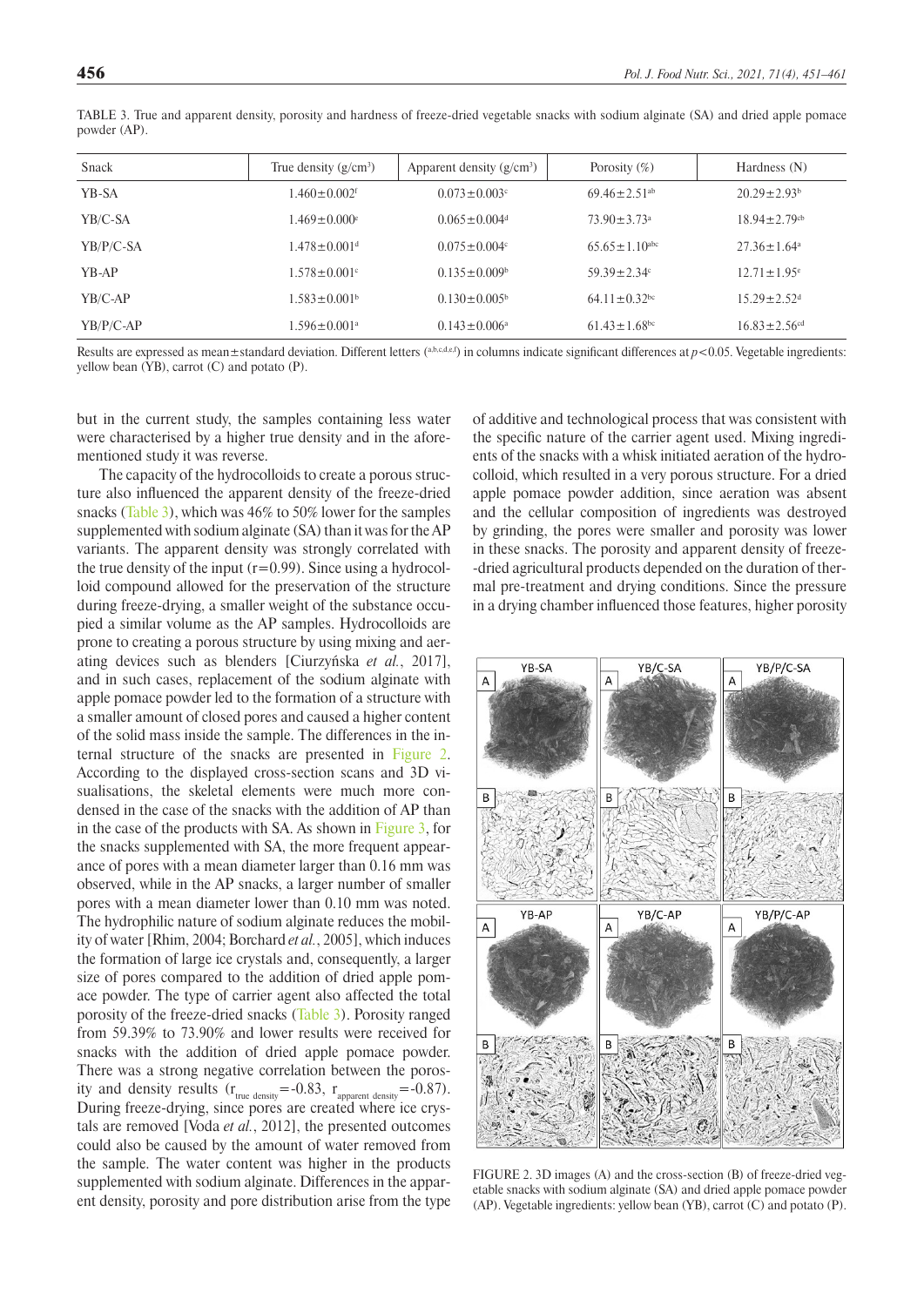TABLE 3. True and apparent density, porosity and hardness of freeze-dried vegetable snacks with sodium alginate (SA) and dried apple pomace powder (AP).

| Snack | True density (g/cm³) | Apparent density (g/cm³) | Porosity (%) | Hardness (N) |
|---|---|---|---|---|
| YB-SA | 1.460±0.002[f] | 0.073±0.003[c] | 69.46±2.51[ab] | 20.29±2.93[b] |
| YB/C-SA | 1.469±0.000[e] | 0.065±0.004[d] | 73.90±3.73[a] | 18.94±2.79[cb] |
| YB/P/C-SA | 1.478±0.001[d] | 0.075±0.004[c] | 65.65±1.10[abc] | 27.36±1.64[a] |
| YB-AP | 1.578±0.001[c] | 0.135±0.009[b] | 59.39±2.34[c] | 12.71±1.95[e] |
| YB/C-AP | 1.583±0.001[b] | 0.130±0.005[b] | 64.11±0.32[bc] | 15.29±2.52[d] |
| YB/P/C-AP | 1.596±0.001[a] | 0.143±0.006[a] | 61.43±1.68[bc] | 16.83±2.56[cd] |

Results are expressed as mean±standard deviation. Different letters ([a,b,c,d,e,f]) in columns indicate significant differences at $p<0.05$. Vegetable ingredients: yellow bean (YB), carrot (C) and potato (P).

but in the current study, the samples containing less water were characterised by a higher true density and in the aforementioned study it was reverse.

The capacity of the hydrocolloids to create a porous structure also influenced the apparent density of the freeze-dried snacks (Table 3), which was 46% to 50% lower for the samples supplemented with sodium alginate (SA) than it was for the AP variants. The apparent density was strongly correlated with the true density of the input ($r=0.99$). Since using a hydrocolloid compound allowed for the preservation of the structure during freeze-drying, a smaller weight of the substance occupied a similar volume as the AP samples. Hydrocolloids are prone to creating a porous structure by using mixing and aerating devices such as blenders [Ciurzyńska *et al.*, 2017], and in such cases, replacement of the sodium alginate with apple pomace powder led to the formation of a structure with a smaller amount of closed pores and caused a higher content of the solid mass inside the sample. The differences in the internal structure of the snacks are presented in Figure 2. According to the displayed cross-section scans and 3D visualisations, the skeletal elements were much more condensed in the case of the snacks with the addition of AP than in the case of the products with SA. As shown in Figure 3, for the snacks supplemented with SA, the more frequent appearance of pores with a mean diameter larger than 0.16 mm was observed, while in the AP snacks, a larger number of smaller pores with a mean diameter lower than 0.10 mm was noted. The hydrophilic nature of sodium alginate reduces the mobility of water [Rhim, 2004; Borchard *et al.*, 2005], which induces the formation of large ice crystals and, consequently, a larger size of pores compared to the addition of dried apple pomace powder. The type of carrier agent also affected the total porosity of the freeze-dried snacks (Table 3). Porosity ranged from 59.39% to 73.90% and lower results were received for snacks with the addition of dried apple pomace powder. There was a strong negative correlation between the porosity and density results ($r_{\text{true density}}=-0.83$, $r_{\text{apparent density}}=-0.87$). During freeze-drying, since pores are created where ice crystals are removed [Voda *et al.*, 2012], the presented outcomes could also be caused by the amount of water removed from the sample. The water content was higher in the products supplemented with sodium alginate. Differences in the apparent density, porosity and pore distribution arise from the type of additive and technological process that was consistent with the specific nature of the carrier agent used. Mixing ingredients of the snacks with a whisk initiated aeration of the hydrocolloid, which resulted in a very porous structure. For a dried apple pomace powder addition, since aeration was absent and the cellular composition of ingredients was destroyed by grinding, the pores were smaller and porosity was lower in these snacks. The porosity and apparent density of freeze-dried agricultural products depended on the duration of thermal pre-treatment and drying conditions. Since the pressure in a drying chamber influenced those features, higher porosity

FIGURE 2. 3D images (A) and the cross-section (B) of freeze-dried vegetable snacks with sodium alginate (SA) and dried apple pomace powder (AP). Vegetable ingredients: yellow bean (YB), carrot (C) and potato (P).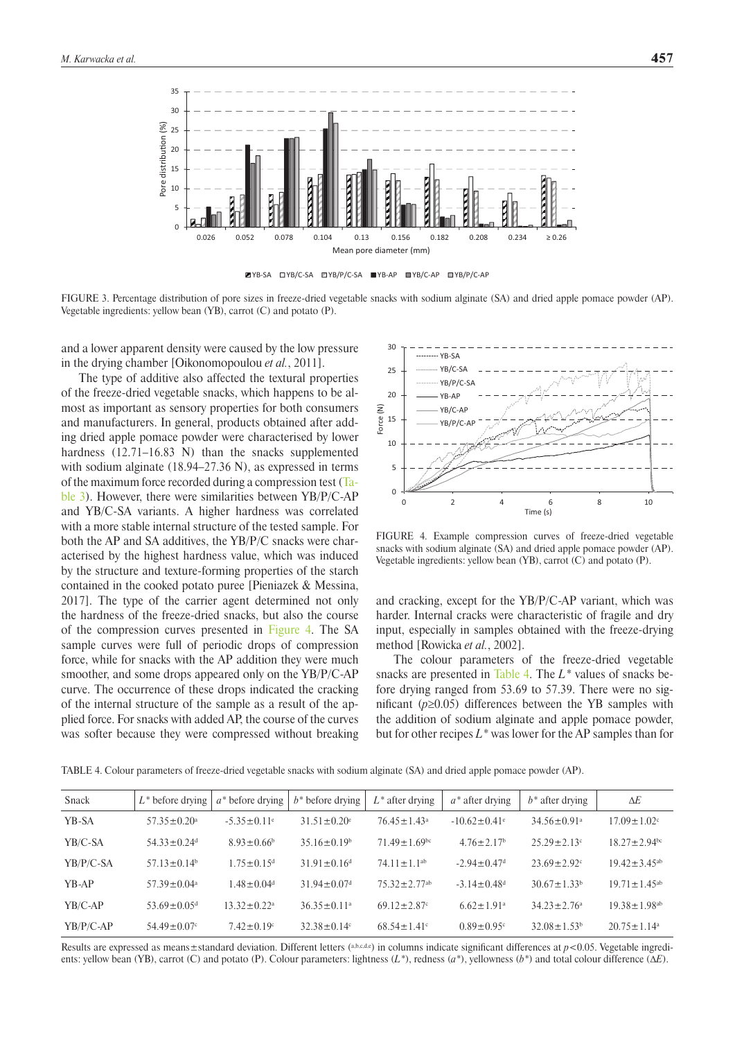FIGURE 3. Percentage distribution of pore sizes in freeze-dried vegetable snacks with sodium alginate (SA) and dried apple pomace powder (AP). Vegetable ingredients: yellow bean (YB), carrot (C) and potato (P).

and a lower apparent density were caused by the low pressure in the drying chamber [Oikonomopoulou *et al.*, 2011].

The type of additive also affected the textural properties of the freeze-dried vegetable snacks, which happens to be almost as important as sensory properties for both consumers and manufacturers. In general, products obtained after adding dried apple pomace powder were characterised by lower hardness (12.71–16.83 N) than the snacks supplemented with sodium alginate (18.94–27.36 N), as expressed in terms of the maximum force recorded during a compression test (Table 3). However, there were similarities between YB/P/C-AP and YB/C-SA variants. A higher hardness was correlated with a more stable internal structure of the tested sample. For both the AP and SA additives, the YB/P/C snacks were characterised by the highest hardness value, which was induced by the structure and texture-forming properties of the starch contained in the cooked potato puree [Pieniazek & Messina, 2017]. The type of the carrier agent determined not only the hardness of the freeze-dried snacks, but also the course of the compression curves presented in Figure 4. The SA sample curves were full of periodic drops of compression force, while for snacks with the AP addition they were much smoother, and some drops appeared only on the YB/P/C-AP curve. The occurrence of these drops indicated the cracking of the internal structure of the sample as a result of the applied force. For snacks with added AP, the course of the curves was softer because they were compressed without breaking and cracking, except for the YB/P/C-AP variant, which was harder. Internal cracks were characteristic of fragile and dry input, especially in samples obtained with the freeze-drying method [Rowicka *et al.*, 2002].

FIGURE 4. Example compression curves of freeze-dried vegetable snacks with sodium alginate (SA) and dried apple pomace powder (AP). Vegetable ingredients: yellow bean (YB), carrot (C) and potato (P).

The colour parameters of the freeze-dried vegetable snacks are presented in Table 4. The $L^*$ values of snacks before drying ranged from 53.69 to 57.39. There were no significant ($p \geq 0.05$) differences between the YB samples with the addition of sodium alginate and apple pomace powder, but for other recipes $L^*$ was lower for the AP samples than for

TABLE 4. Colour parameters of freeze-dried vegetable snacks with sodium alginate (SA) and dried apple pomace powder (AP).

| Snack | $L^*$ before drying | $a^*$ before drying | $b^*$ before drying | $L^*$ after drying | $a^*$ after drying | $b^*$ after drying | $\Delta E$ |
|---|---|---|---|---|---|---|---|
| YB-SA | 57.35±0.20[a] | -5.35±0.11[e] | 31.51±0.20[e] | 76.45±1.43[a] | -10.62±0.41[e] | 34.56±0.91[a] | 17.09±1.02[c] |
| YB/C-SA | 54.33±0.24[d] | 8.93±0.66[b] | 35.16±0.19[b] | 71.49±1.69[bc] | 4.76±2.17[b] | 25.29±2.13[c] | 18.27±2.94[bc] |
| YB/P/C-SA | 57.13±0.14[b] | 1.75±0.15[d] | 31.91±0.16[d] | 74.11±1.1[ab] | -2.94±0.47[d] | 23.69±2.92[c] | 19.42±3.45[ab] |
| YB-AP | 57.39±0.04[a] | 1.48±0.04[d] | 31.94±0.07[d] | 75.32±2.77[ab] | -3.14±0.48[d] | 30.67±1.33[b] | 19.71±1.45[ab] |
| YB/C-AP | 53.69±0.05[d] | 13.32±0.22[a] | 36.35±0.11[a] | 69.12±2.87[c] | 6.62±1.91[a] | 34.23±2.76[a] | 19.38±1.98[ab] |
| YB/P/C-AP | 54.49±0.07[c] | 7.42±0.19[c] | 32.38±0.14[c] | 68.54±1.41[c] | 0.89±0.95[c] | 32.08±1.53[b] | 20.75±1.14[a] |

Results are expressed as means±standard deviation. Different letters ([a,b,c,d,e]) in columns indicate significant differences at $p<0.05$. Vegetable ingredients: yellow bean (YB), carrot (C) and potato (P). Colour parameters: lightness ($L^*$), redness ($a^*$), yellowness ($b^*$) and total colour difference ($\Delta E$).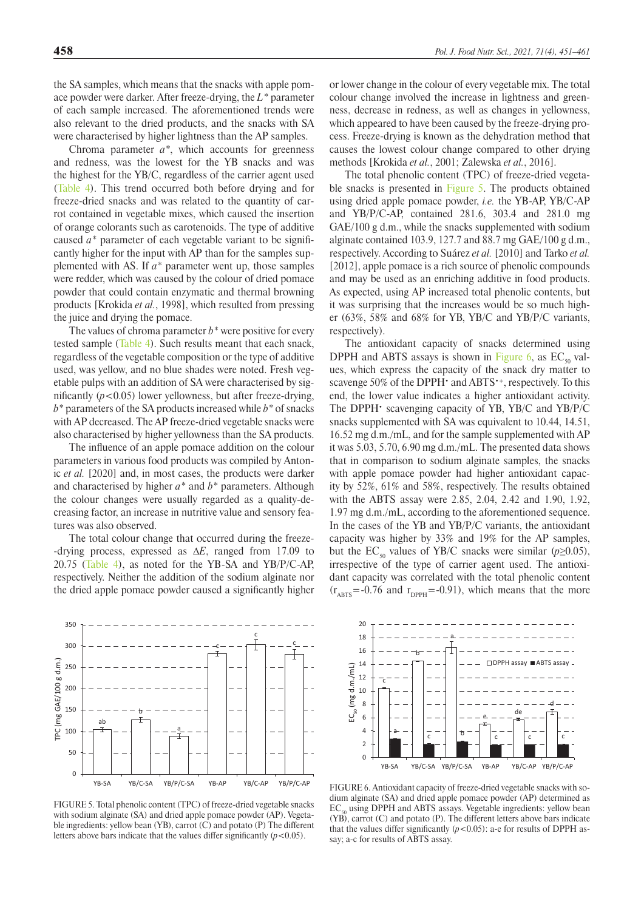the SA samples, which means that the snacks with apple pomace powder were darker. After freeze-drying, the $L^*$ parameter of each sample increased. The aforementioned trends were also relevant to the dried products, and the snacks with SA were characterised by higher lightness than the AP samples.

Chroma parameter $a^*$, which accounts for greenness and redness, was the lowest for the YB snacks and was the highest for the YB/C, regardless of the carrier agent used (Table 4). This trend occurred both before drying and for freeze-dried snacks and was related to the quantity of carrot contained in vegetable mixes, which caused the insertion of orange colorants such as carotenoids. The type of additive caused $a^*$ parameter of each vegetable variant to be significantly higher for the input with AP than for the samples supplemented with AS. If $a^*$ parameter went up, those samples were redder, which was caused by the colour of dried pomace powder that could contain enzymatic and thermal browning products [Krokida *et al.*, 1998], which resulted from pressing the juice and drying the pomace.

The values of chroma parameter $b^*$ were positive for every tested sample (Table 4). Such results meant that each snack, regardless of the vegetable composition or the type of additive used, was yellow, and no blue shades were noted. Fresh vegetable pulps with an addition of SA were characterised by significantly ($p<0.05$) lower yellowness, but after freeze-drying, $b^*$ parameters of the SA products increased while $b^*$ of snacks with AP decreased. The AP freeze-dried vegetable snacks were also characterised by higher yellowness than the SA products.

The influence of an apple pomace addition on the colour parameters in various food products was compiled by Antonic *et al.* [2020] and, in most cases, the products were darker and characterised by higher $a^*$ and $b^*$ parameters. Although the colour changes were usually regarded as a quality-decreasing factor, an increase in nutritive value and sensory features was also observed.

The total colour change that occurred during the freeze-drying process, expressed as $\Delta E$, ranged from 17.09 to 20.75 (Table 4), as noted for the YB-SA and YB/P/C-AP, respectively. Neither the addition of the sodium alginate nor the dried apple pomace powder caused a significantly higher or lower change in the colour of every vegetable mix. The total colour change involved the increase in lightness and greenness, decrease in redness, as well as changes in yellowness, which appeared to have been caused by the freeze-drying process. Freeze-drying is known as the dehydration method that causes the lowest colour change compared to other drying methods [Krokida *et al.*, 2001; Zalewska *et al.*, 2016].

The total phenolic content (TPC) of freeze-dried vegetable snacks is presented in Figure 5. The products obtained using dried apple pomace powder, *i.e.* the YB-AP, YB/C-AP and YB/P/C-AP, contained 281.6, 303.4 and 281.0 mg GAE/100 g d.m., while the snacks supplemented with sodium alginate contained 103.9, 127.7 and 88.7 mg GAE/100 g d.m., respectively. According to Suárez *et al.* [2010] and Tarko *et al.* [2012], apple pomace is a rich source of phenolic compounds and may be used as an enriching additive in food products. As expected, using AP increased total phenolic contents, but it was surprising that the increases would be so much higher (63%, 58% and 68% for YB, YB/C and YB/P/C variants, respectively).

The antioxidant capacity of snacks determined using DPPH and ABTS assays is shown in Figure 6, as $EC_{50}$ values, which express the capacity of the snack dry matter to scavenge 50% of the DPPH$^{\bullet}$ and ABTS$^{\bullet+}$, respectively. To this end, the lower value indicates a higher antioxidant activity. The DPPH$^{\bullet}$ scavenging capacity of YB, YB/C and YB/P/C snacks supplemented with SA was equivalent to 10.44, 14.51, 16.52 mg d.m./mL, and for the sample supplemented with AP it was 5.03, 5.70, 6.90 mg d.m./mL. The presented data shows that in comparison to sodium alginate samples, the snacks with apple pomace powder had higher antioxidant capacity by 52%, 61% and 58%, respectively. The results obtained with the ABTS assay were 2.85, 2.04, 2.42 and 1.90, 1.92, 1.97 mg d.m./mL, according to the aforementioned sequence. In the cases of the YB and YB/P/C variants, the antioxidant capacity was higher by 33% and 19% for the AP samples, but the $EC_{50}$ values of YB/C snacks were similar ($p\geq0.05$), irrespective of the type of carrier agent used. The antioxidant capacity was correlated with the total phenolic content ($r_{ABTS}=-0.76$ and $r_{DPPH}=-0.91$), which means that the more

FIGURE 5. Total phenolic content (TPC) of freeze-dried vegetable snacks with sodium alginate (SA) and dried apple pomace powder (AP). Vegetable ingredients: yellow bean (YB), carrot (C) and potato (P) The different letters above bars indicate that the values differ significantly ($p<0.05$).

FIGURE 6. Antioxidant capacity of freeze-dried vegetable snacks with sodium alginate (SA) and dried apple pomace powder (AP) determined as $EC_{50}$ using DPPH and ABTS assays. Vegetable ingredients: yellow bean (YB), carrot (C) and potato (P). The different letters above bars indicate that the values differ significantly ($p<0.05$): a-e for results of DPPH assay; a-c for results of ABTS assay.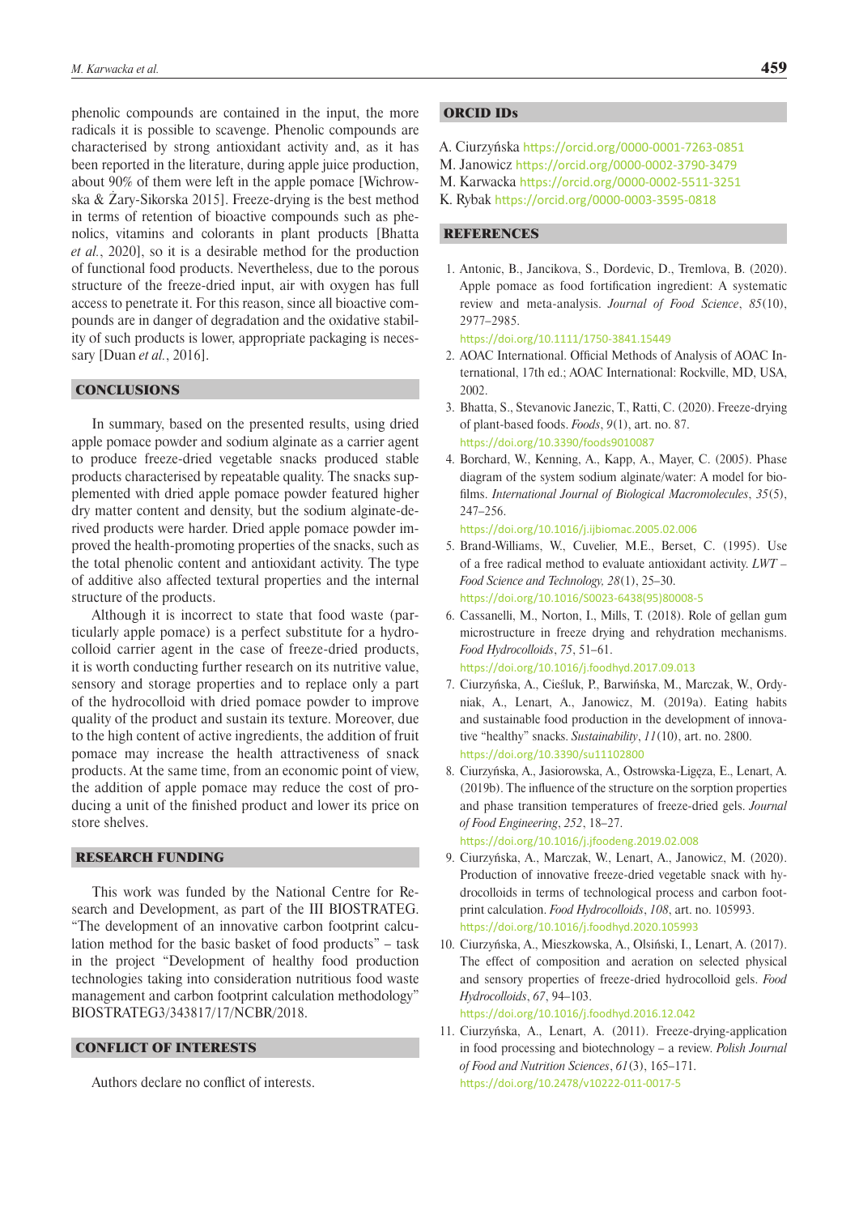phenolic compounds are contained in the input, the more radicals it is possible to scavenge. Phenolic compounds are characterised by strong antioxidant activity and, as it has been reported in the literature, during apple juice production, about 90% of them were left in the apple pomace [Wichrowska & Żary-Sikorska 2015]. Freeze-drying is the best method in terms of retention of bioactive compounds such as phenolics, vitamins and colorants in plant products [Bhatta *et al.*, 2020], so it is a desirable method for the production of functional food products. Nevertheless, due to the porous structure of the freeze-dried input, air with oxygen has full access to penetrate it. For this reason, since all bioactive compounds are in danger of degradation and the oxidative stability of such products is lower, appropriate packaging is necessary [Duan *et al.*, 2016].

## CONCLUSIONS

In summary, based on the presented results, using dried apple pomace powder and sodium alginate as a carrier agent to produce freeze-dried vegetable snacks produced stable products characterised by repeatable quality. The snacks supplemented with dried apple pomace powder featured higher dry matter content and density, but the sodium alginate-derived products were harder. Dried apple pomace powder improved the health-promoting properties of the snacks, such as the total phenolic content and antioxidant activity. The type of additive also affected textural properties and the internal structure of the products.

Although it is incorrect to state that food waste (particularly apple pomace) is a perfect substitute for a hydrocolloid carrier agent in the case of freeze-dried products, it is worth conducting further research on its nutritive value, sensory and storage properties and to replace only a part of the hydrocolloid with dried pomace powder to improve quality of the product and sustain its texture. Moreover, due to the high content of active ingredients, the addition of fruit pomace may increase the health attractiveness of snack products. At the same time, from an economic point of view, the addition of apple pomace may reduce the cost of producing a unit of the finished product and lower its price on store shelves.

## RESEARCH FUNDING

This work was funded by the National Centre for Research and Development, as part of the III BIOSTRATEG. "The development of an innovative carbon footprint calculation method for the basic basket of food products" – task in the project "Development of healthy food production technologies taking into consideration nutritious food waste management and carbon footprint calculation methodology" BIOSTRATEG3/343817/17/NCBR/2018.

## CONFLICT OF INTERESTS

Authors declare no conflict of interests.

## ORCID IDs

A. Ciurzyńska https://orcid.org/0000-0001-7263-0851
M. Janowicz https://orcid.org/0000-0002-3790-3479
M. Karwacka https://orcid.org/0000-0002-5511-3251
K. Rybak https://orcid.org/0000-0003-3595-0818

## REFERENCES

1. Antonic, B., Jancikova, S., Dordevic, D., Tremlova, B. (2020). Apple pomace as food fortification ingredient: A systematic review and meta-analysis. *Journal of Food Science*, *85*(10), 2977–2985. https://doi.org/10.1111/1750-3841.15449
2. AOAC International. Official Methods of Analysis of AOAC International, 17th ed.; AOAC International: Rockville, MD, USA, 2002.
3. Bhatta, S., Stevanovic Janezic, T., Ratti, C. (2020). Freeze-drying of plant-based foods. *Foods*, *9*(1), art. no. 87. https://doi.org/10.3390/foods9010087
4. Borchard, W., Kenning, A., Kapp, A., Mayer, C. (2005). Phase diagram of the system sodium alginate/water: A model for biofilms. *International Journal of Biological Macromolecules*, *35*(5), 247–256. https://doi.org/10.1016/j.ijbiomac.2005.02.006
5. Brand-Williams, W., Cuvelier, M.E., Berset, C. (1995). Use of a free radical method to evaluate antioxidant activity. *LWT – Food Science and Technology, 28*(1), 25–30. https://doi.org/10.1016/S0023-6438(95)80008-5
6. Cassanelli, M., Norton, I., Mills, T. (2018). Role of gellan gum microstructure in freeze drying and rehydration mechanisms. *Food Hydrocolloids*, *75*, 51–61. https://doi.org/10.1016/j.foodhyd.2017.09.013
7. Ciurzyńska, A., Cieśluk, P., Barwińska, M., Marczak, W., Ordyniak, A., Lenart, A., Janowicz, M. (2019a). Eating habits and sustainable food production in the development of innovative "healthy" snacks. *Sustainability*, *11*(10), art. no. 2800. https://doi.org/10.3390/su11102800
8. Ciurzyńska, A., Jasiorowska, A., Ostrowska-Ligęza, E., Lenart, A. (2019b). The influence of the structure on the sorption properties and phase transition temperatures of freeze-dried gels. *Journal of Food Engineering*, *252*, 18–27. https://doi.org/10.1016/j.jfoodeng.2019.02.008
9. Ciurzyńska, A., Marczak, W., Lenart, A., Janowicz, M. (2020). Production of innovative freeze-dried vegetable snack with hydrocolloids in terms of technological process and carbon footprint calculation. *Food Hydrocolloids*, *108*, art. no. 105993. https://doi.org/10.1016/j.foodhyd.2020.105993
10. Ciurzyńska, A., Mieszkowska, A., Olsiński, I., Lenart, A. (2017). The effect of composition and aeration on selected physical and sensory properties of freeze-dried hydrocolloid gels. *Food Hydrocolloids*, *67*, 94–103. https://doi.org/10.1016/j.foodhyd.2016.12.042
11. Ciurzyńska, A., Lenart, A. (2011). Freeze-drying-application in food processing and biotechnology – a review. *Polish Journal of Food and Nutrition Sciences*, *61*(3), 165–171. https://doi.org/10.2478/v10222-011-0017-5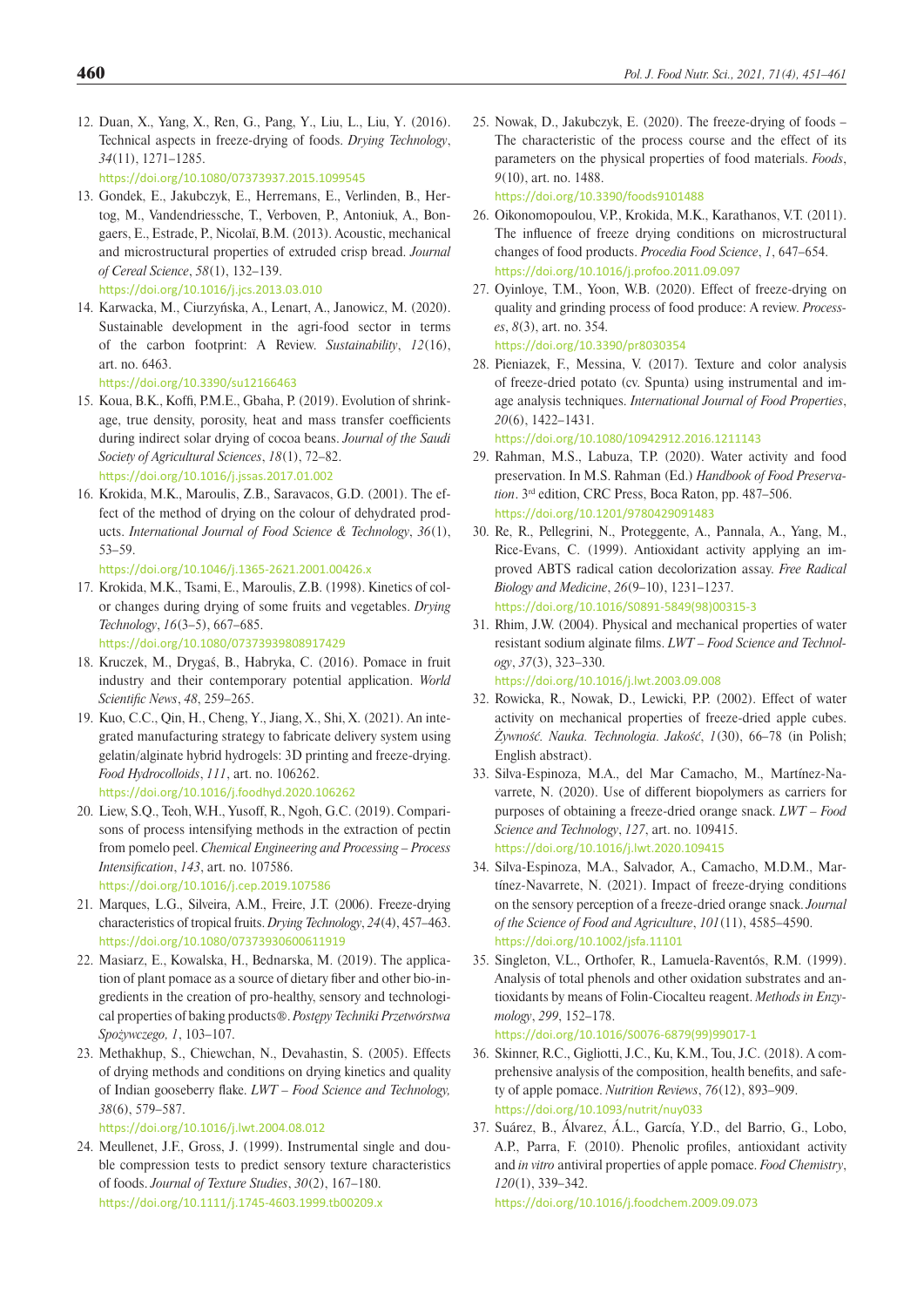12. Duan, X., Yang, X., Ren, G., Pang, Y., Liu, L., Liu, Y. (2016). Technical aspects in freeze-drying of foods. *Drying Technology*, *34*(11), 1271–1285.  
https://doi.org/10.1080/07373937.2015.1099545

13. Gondek, E., Jakubczyk, E., Herremans, E., Verlinden, B., Hertog, M., Vandendriessche, T., Verboven, P., Antoniuk, A., Bongaers, E., Estrade, P., Nicolaï, B.M. (2013). Acoustic, mechanical and microstructural properties of extruded crisp bread. *Journal of Cereal Science*, *58*(1), 132–139.  
https://doi.org/10.1016/j.jcs.2013.03.010

14. Karwacka, M., Ciurzyńska, A., Lenart, A., Janowicz, M. (2020). Sustainable development in the agri-food sector in terms of the carbon footprint: A Review. *Sustainability*, *12*(16), art. no. 6463.  
https://doi.org/10.3390/su12166463

15. Koua, B.K., Koffi, P.M.E., Gbaha, P. (2019). Evolution of shrinkage, true density, porosity, heat and mass transfer coefficients during indirect solar drying of cocoa beans. *Journal of the Saudi Society of Agricultural Sciences*, *18*(1), 72–82.  
https://doi.org/10.1016/j.jssas.2017.01.002

16. Krokida, M.K., Maroulis, Z.B., Saravacos, G.D. (2001). The effect of the method of drying on the colour of dehydrated products. *International Journal of Food Science & Technology*, *36*(1), 53–59.  
https://doi.org/10.1046/j.1365-2621.2001.00426.x

17. Krokida, M.K., Tsami, E., Maroulis, Z.B. (1998). Kinetics of color changes during drying of some fruits and vegetables. *Drying Technology*, *16*(3–5), 667–685.  
https://doi.org/10.1080/07373939808917429

18. Kruczek, M., Drygaś, B., Habryka, C. (2016). Pomace in fruit industry and their contemporary potential application. *World Scientific News*, *48*, 259–265.

19. Kuo, C.C., Qin, H., Cheng, Y., Jiang, X., Shi, X. (2021). An integrated manufacturing strategy to fabricate delivery system using gelatin/alginate hybrid hydrogels: 3D printing and freeze-drying. *Food Hydrocolloids*, *111*, art. no. 106262.  
https://doi.org/10.1016/j.foodhyd.2020.106262

20. Liew, S.Q., Teoh, W.H., Yusoff, R., Ngoh, G.C. (2019). Comparisons of process intensifying methods in the extraction of pectin from pomelo peel. *Chemical Engineering and Processing – Process Intensification*, *143*, art. no. 107586.  
https://doi.org/10.1016/j.cep.2019.107586

21. Marques, L.G., Silveira, A.M., Freire, J.T. (2006). Freeze-drying characteristics of tropical fruits. *Drying Technology*, *24*(4), 457–463.  
https://doi.org/10.1080/07373930600611919

22. Masiarz, E., Kowalska, H., Bednarska, M. (2019). The application of plant pomace as a source of dietary fiber and other bio-ingredients in the creation of pro-healthy, sensory and technological properties of baking products®. *Postępy Techniki Przetwórstwa Spożywczego, 1*, 103–107.

23. Methakhup, S., Chiewchan, N., Devahastin, S. (2005). Effects of drying methods and conditions on drying kinetics and quality of Indian gooseberry flake. *LWT – Food Science and Technology, 38*(6), 579–587.  
https://doi.org/10.1016/j.lwt.2004.08.012

24. Meullenet, J.F., Gross, J. (1999). Instrumental single and double compression tests to predict sensory texture characteristics of foods. *Journal of Texture Studies*, *30*(2), 167–180.  
https://doi.org/10.1111/j.1745-4603.1999.tb00209.x

25. Nowak, D., Jakubczyk, E. (2020). The freeze-drying of foods – The characteristic of the process course and the effect of its parameters on the physical properties of food materials. *Foods*, *9*(10), art. no. 1488.  
https://doi.org/10.3390/foods9101488

26. Oikonomopoulou, V.P., Krokida, M.K., Karathanos, V.T. (2011). The influence of freeze drying conditions on microstructural changes of food products. *Procedia Food Science*, *1*, 647–654.  
https://doi.org/10.1016/j.profoo.2011.09.097

27. Oyinloye, T.M., Yoon, W.B. (2020). Effect of freeze-drying on quality and grinding process of food produce: A review. *Processes*, *8*(3), art. no. 354.  
https://doi.org/10.3390/pr8030354

28. Pieniazek, F., Messina, V. (2017). Texture and color analysis of freeze-dried potato (cv. Spunta) using instrumental and image analysis techniques. *International Journal of Food Properties*, *20*(6), 1422–1431.  
https://doi.org/10.1080/10942912.2016.1211143

29. Rahman, M.S., Labuza, T.P. (2020). Water activity and food preservation. In M.S. Rahman (Ed.) *Handbook of Food Preservation*. 3rd edition, CRC Press, Boca Raton, pp. 487–506.  
https://doi.org/10.1201/9780429091483

30. Re, R., Pellegrini, N., Proteggente, A., Pannala, A., Yang, M., Rice-Evans, C. (1999). Antioxidant activity applying an improved ABTS radical cation decolorization assay. *Free Radical Biology and Medicine*, *26*(9–10), 1231–1237.  
https://doi.org/10.1016/S0891-5849(98)00315-3

31. Rhim, J.W. (2004). Physical and mechanical properties of water resistant sodium alginate films. *LWT – Food Science and Technology*, *37*(3), 323–330.  
https://doi.org/10.1016/j.lwt.2003.09.008

32. Rowicka, R., Nowak, D., Lewicki, P.P. (2002). Effect of water activity on mechanical properties of freeze-dried apple cubes. *Żywność. Nauka. Technologia. Jakość*, *1*(30), 66–78 (in Polish; English abstract).

33. Silva-Espinoza, M.A., del Mar Camacho, M., Martínez-Navarrete, N. (2020). Use of different biopolymers as carriers for purposes of obtaining a freeze-dried orange snack. *LWT – Food Science and Technology*, *127*, art. no. 109415.  
https://doi.org/10.1016/j.lwt.2020.109415

34. Silva-Espinoza, M.A., Salvador, A., Camacho, M.D.M., Martínez-Navarrete, N. (2021). Impact of freeze-drying conditions on the sensory perception of a freeze-dried orange snack. *Journal of the Science of Food and Agriculture*, *101*(11), 4585–4590.  
https://doi.org/10.1002/jsfa.11101

35. Singleton, V.L., Orthofer, R., Lamuela-Raventós, R.M. (1999). Analysis of total phenols and other oxidation substrates and antioxidants by means of Folin-Ciocalteu reagent. *Methods in Enzymology*, *299*, 152–178.  
https://doi.org/10.1016/S0076-6879(99)99017-1

36. Skinner, R.C., Gigliotti, J.C., Ku, K.M., Tou, J.C. (2018). A comprehensive analysis of the composition, health benefits, and safety of apple pomace. *Nutrition Reviews*, *76*(12), 893–909.  
https://doi.org/10.1093/nutrit/nuy033

37. Suárez, B., Álvarez, Á.L., García, Y.D., del Barrio, G., Lobo, A.P., Parra, F. (2010). Phenolic profiles, antioxidant activity and *in vitro* antiviral properties of apple pomace. *Food Chemistry*, *120*(1), 339–342.  
https://doi.org/10.1016/j.foodchem.2009.09.073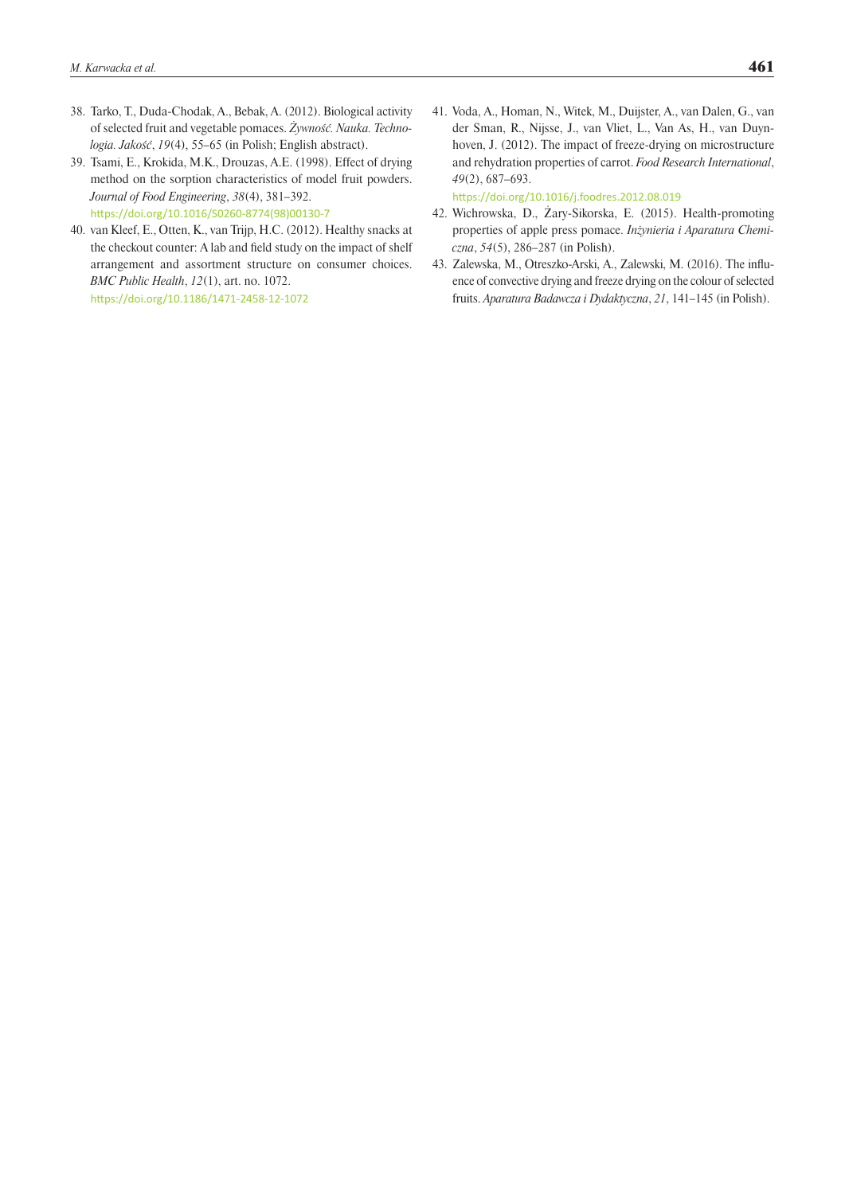38. Tarko, T., Duda-Chodak, A., Bebak, A. (2012). Biological activity of selected fruit and vegetable pomaces. *Żywność. Nauka. Technologia. Jakość*, *19*(4), 55–65 (in Polish; English abstract).
39. Tsami, E., Krokida, M.K., Drouzas, A.E. (1998). Effect of drying method on the sorption characteristics of model fruit powders. *Journal of Food Engineering*, *38*(4), 381–392. https://doi.org/10.1016/S0260-8774(98)00130-7
40. van Kleef, E., Otten, K., van Trijp, H.C. (2012). Healthy snacks at the checkout counter: A lab and field study on the impact of shelf arrangement and assortment structure on consumer choices. *BMC Public Health*, *12*(1), art. no. 1072. https://doi.org/10.1186/1471-2458-12-1072
41. Voda, A., Homan, N., Witek, M., Duijster, A., van Dalen, G., van der Sman, R., Nijsse, J., van Vliet, L., Van As, H., van Duynhoven, J. (2012). The impact of freeze-drying on microstructure and rehydration properties of carrot. *Food Research International*, *49*(2), 687–693. https://doi.org/10.1016/j.foodres.2012.08.019
42. Wichrowska, D., Żary-Sikorska, E. (2015). Health-promoting properties of apple press pomace. *Inżynieria i Aparatura Chemiczna*, *54*(5), 286–287 (in Polish).
43. Zalewska, M., Otreszko-Arski, A., Zalewski, M. (2016). The influence of convective drying and freeze drying on the colour of selected fruits. *Aparatura Badawcza i Dydaktyczna*, *21*, 141–145 (in Polish).